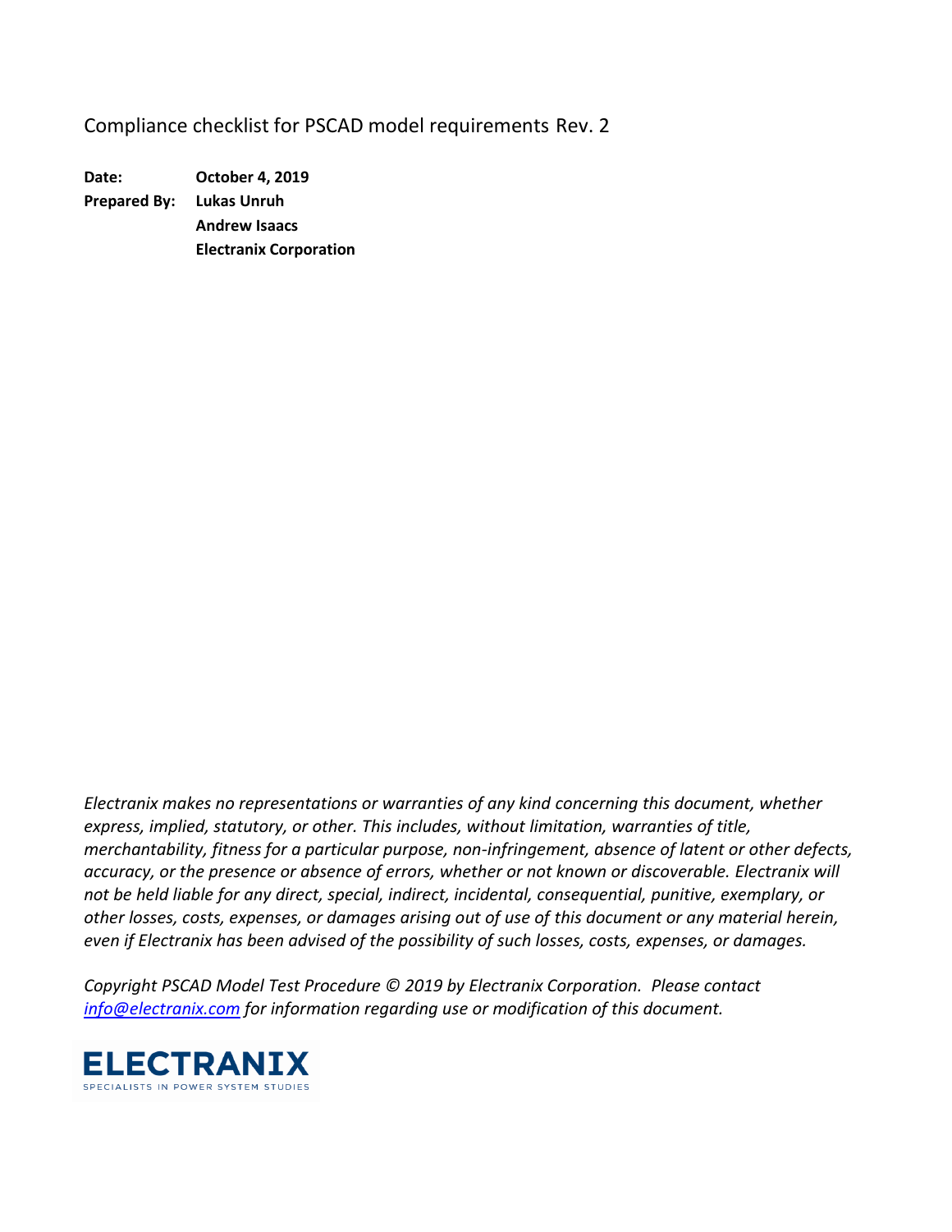# Compliance checklist for PSCAD model requirements Rev. 2

**Date:** **October 4, 2019**

**Prepared By:** **Lukas Unruh**
**Andrew Isaacs**
**Electranix Corporation**

*Electranix makes no representations or warranties of any kind concerning this document, whether express, implied, statutory, or other. This includes, without limitation, warranties of title, merchantability, fitness for a particular purpose, non-infringement, absence of latent or other defects, accuracy, or the presence or absence of errors, whether or not known or discoverable. Electranix will not be held liable for any direct, special, indirect, incidental, consequential, punitive, exemplary, or other losses, costs, expenses, or damages arising out of use of this document or any material herein, even if Electranix has been advised of the possibility of such losses, costs, expenses, or damages.*

*Copyright PSCAD Model Test Procedure © 2019 by Electranix Corporation. Please contact [info@electranix.com](mailto:info@electranix.com) for information regarding use or modification of this document.*

ELECTRANIX
SPECIALISTS IN POWER SYSTEM STUDIES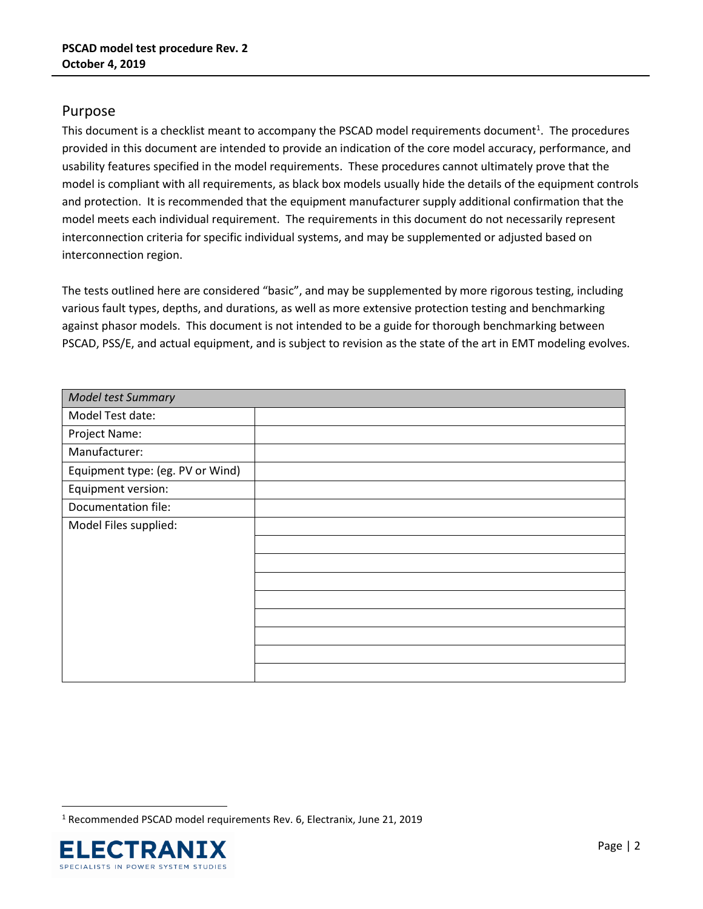## Purpose

This document is a checklist meant to accompany the PSCAD model requirements document[1]. The procedures provided in this document are intended to provide an indication of the core model accuracy, performance, and usability features specified in the model requirements. These procedures cannot ultimately prove that the model is compliant with all requirements, as black box models usually hide the details of the equipment controls and protection. It is recommended that the equipment manufacturer supply additional confirmation that the model meets each individual requirement. The requirements in this document do not necessarily represent interconnection criteria for specific individual systems, and may be supplemented or adjusted based on interconnection region.

The tests outlined here are considered "basic", and may be supplemented by more rigorous testing, including various fault types, depths, and durations, as well as more extensive protection testing and benchmarking against phasor models. This document is not intended to be a guide for thorough benchmarking between PSCAD, PSS/E, and actual equipment, and is subject to revision as the state of the art in EMT modeling evolves.

| *Model test Summary* | |
|---|---|
| Model Test date: | |
| Project Name: | |
| Manufacturer: | |
| Equipment type: (eg. PV or Wind) | |
| Equipment version: | |
| Documentation file: | |
| Model Files supplied: | |
| | |
| | |
| | |
| | |
| | |
| | |
| | |
| | |

[1] Recommended PSCAD model requirements Rev. 6, Electranix, June 21, 2019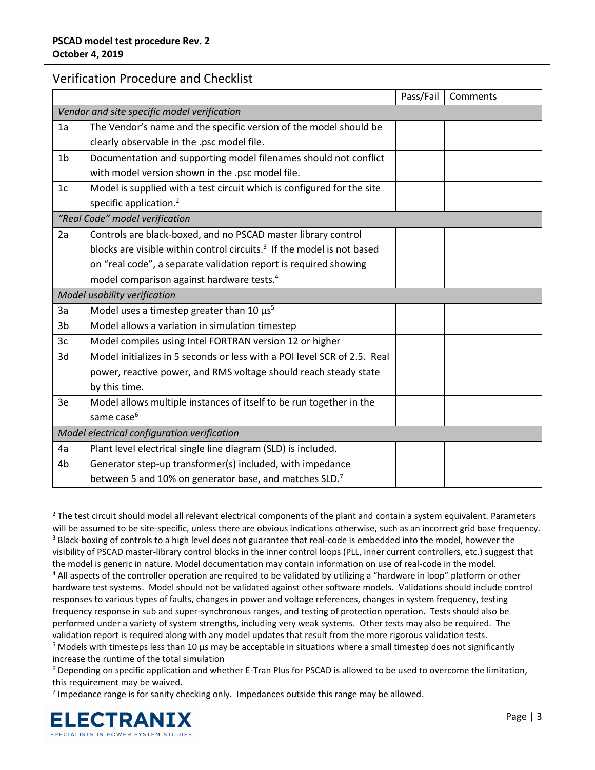## Verification Procedure and Checklist

| | | Pass/Fail | Comments |
|---|---|---|---|
| *Vendor and site specific model verification* | | | |
| 1a | The Vendor's name and the specific version of the model should be clearly observable in the .psc model file. | | |
| 1b | Documentation and supporting model filenames should not conflict with model version shown in the .psc model file. | | |
| 1c | Model is supplied with a test circuit which is configured for the site specific application.[2] | | |
| *"Real Code" model verification* | | | |
| 2a | Controls are black-boxed, and no PSCAD master library control blocks are visible within control circuits.[3] If the model is not based on "real code", a separate validation report is required showing model comparison against hardware tests.[4] | | |
| *Model usability verification* | | | |
| 3a | Model uses a timestep greater than 10 µs[5] | | |
| 3b | Model allows a variation in simulation timestep | | |
| 3c | Model compiles using Intel FORTRAN version 12 or higher | | |
| 3d | Model initializes in 5 seconds or less with a POI level SCR of 2.5. Real power, reactive power, and RMS voltage should reach steady state by this time. | | |
| 3e | Model allows multiple instances of itself to be run together in the same case[6] | | |
| *Model electrical configuration verification* | | | |
| 4a | Plant level electrical single line diagram (SLD) is included. | | |
| 4b | Generator step-up transformer(s) included, with impedance between 5 and 10% on generator base, and matches SLD.[7] | | |

[2] The test circuit should model all relevant electrical components of the plant and contain a system equivalent. Parameters will be assumed to be site-specific, unless there are obvious indications otherwise, such as an incorrect grid base frequency.

[3] Black-boxing of controls to a high level does not guarantee that real-code is embedded into the model, however the visibility of PSCAD master-library control blocks in the inner control loops (PLL, inner current controllers, etc.) suggest that the model is generic in nature. Model documentation may contain information on use of real-code in the model.

[4] All aspects of the controller operation are required to be validated by utilizing a "hardware in loop" platform or other hardware test systems. Model should not be validated against other software models. Validations should include control responses to various types of faults, changes in power and voltage references, changes in system frequency, testing frequency response in sub and super-synchronous ranges, and testing of protection operation. Tests should also be performed under a variety of system strengths, including very weak systems. Other tests may also be required. The validation report is required along with any model updates that result from the more rigorous validation tests.

[5] Models with timesteps less than 10 µs may be acceptable in situations where a small timestep does not significantly increase the runtime of the total simulation

[6] Depending on specific application and whether E-Tran Plus for PSCAD is allowed to be used to overcome the limitation, this requirement may be waived.

[7] Impedance range is for sanity checking only. Impedances outside this range may be allowed.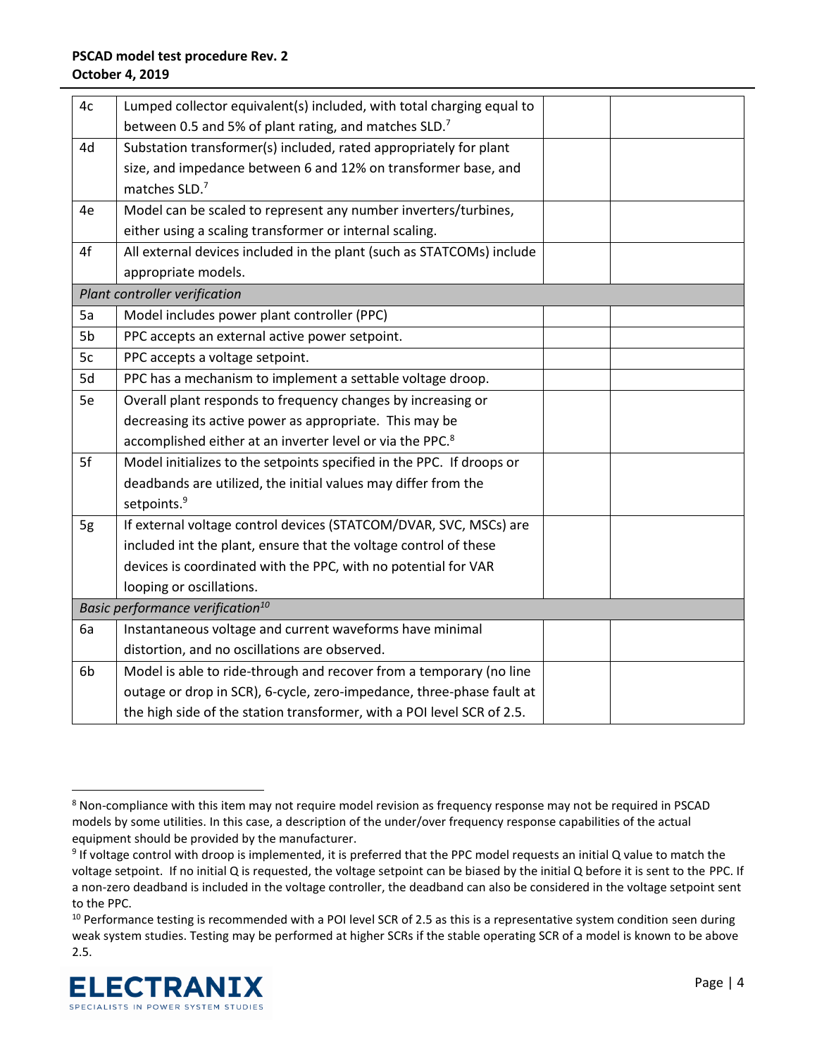| | | | |
|---|---|---|---|
| 4c | Lumped collector equivalent(s) included, with total charging equal to between 0.5 and 5% of plant rating, and matches SLD.[7] | | |
| 4d | Substation transformer(s) included, rated appropriately for plant size, and impedance between 6 and 12% on transformer base, and matches SLD.[7] | | |
| 4e | Model can be scaled to represent any number inverters/turbines, either using a scaling transformer or internal scaling. | | |
| 4f | All external devices included in the plant (such as STATCOMs) include appropriate models. | | |
| *Plant controller verification* | | | |
| 5a | Model includes power plant controller (PPC) | | |
| 5b | PPC accepts an external active power setpoint. | | |
| 5c | PPC accepts a voltage setpoint. | | |
| 5d | PPC has a mechanism to implement a settable voltage droop. | | |
| 5e | Overall plant responds to frequency changes by increasing or decreasing its active power as appropriate. This may be accomplished either at an inverter level or via the PPC.[8] | | |
| 5f | Model initializes to the setpoints specified in the PPC. If droops or deadbands are utilized, the initial values may differ from the setpoints.[9] | | |
| 5g | If external voltage control devices (STATCOM/DVAR, SVC, MSCs) are included int the plant, ensure that the voltage control of these devices is coordinated with the PPC, with no potential for VAR looping or oscillations. | | |
| *Basic performance verification[10]* | | | |
| 6a | Instantaneous voltage and current waveforms have minimal distortion, and no oscillations are observed. | | |
| 6b | Model is able to ride-through and recover from a temporary (no line outage or drop in SCR), 6-cycle, zero-impedance, three-phase fault at the high side of the station transformer, with a POI level SCR of 2.5. | | |

[8] Non-compliance with this item may not require model revision as frequency response may not be required in PSCAD models by some utilities. In this case, a description of the under/over frequency response capabilities of the actual equipment should be provided by the manufacturer.

[9] If voltage control with droop is implemented, it is preferred that the PPC model requests an initial Q value to match the voltage setpoint. If no initial Q is requested, the voltage setpoint can be biased by the initial Q before it is sent to the PPC. If a non-zero deadband is included in the voltage controller, the deadband can also be considered in the voltage setpoint sent to the PPC.

[10] Performance testing is recommended with a POI level SCR of 2.5 as this is a representative system condition seen during weak system studies. Testing may be performed at higher SCRs if the stable operating SCR of a model is known to be above 2.5.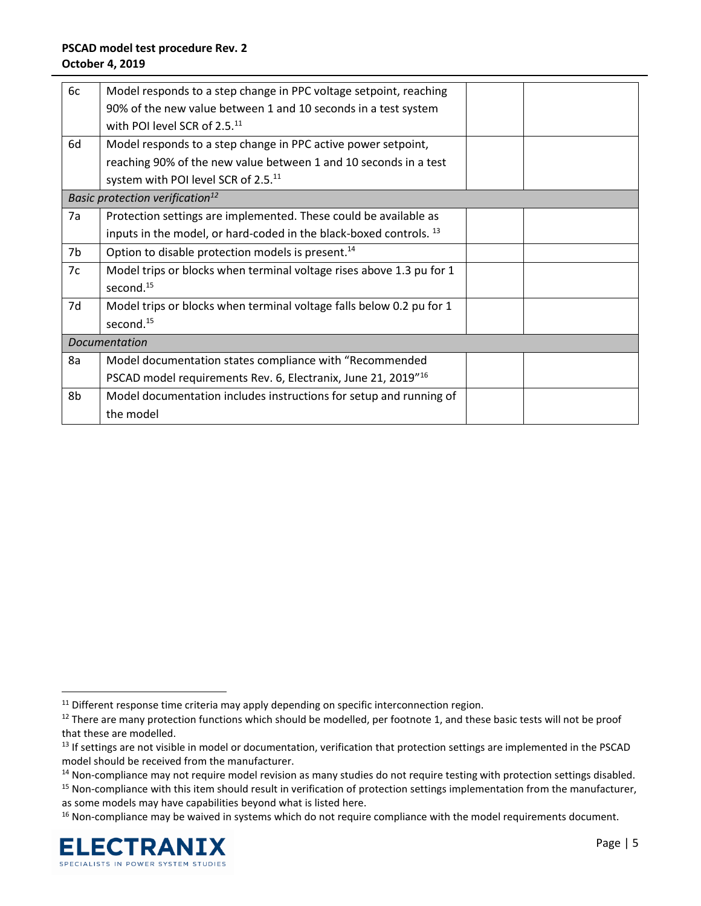| | | | |
|---|---|---|---|
| 6c | Model responds to a step change in PPC voltage setpoint, reaching 90% of the new value between 1 and 10 seconds in a test system with POI level SCR of 2.5.[11] | | |
| 6d | Model responds to a step change in PPC active power setpoint, reaching 90% of the new value between 1 and 10 seconds in a test system with POI level SCR of 2.5.[11] | | |
| *Basic protection verification[12]* | | | |
| 7a | Protection settings are implemented. These could be available as inputs in the model, or hard-coded in the black-boxed controls. [13] | | |
| 7b | Option to disable protection models is present.[14] | | |
| 7c | Model trips or blocks when terminal voltage rises above 1.3 pu for 1 second.[15] | | |
| 7d | Model trips or blocks when terminal voltage falls below 0.2 pu for 1 second.[15] | | |
| *Documentation* | | | |
| 8a | Model documentation states compliance with "Recommended PSCAD model requirements Rev. 6, Electranix, June 21, 2019"[16] | | |
| 8b | Model documentation includes instructions for setup and running of the model | | |

[11] Different response time criteria may apply depending on specific interconnection region.

[12] There are many protection functions which should be modelled, per footnote 1, and these basic tests will not be proof that these are modelled.

[13] If settings are not visible in model or documentation, verification that protection settings are implemented in the PSCAD model should be received from the manufacturer.

[14] Non-compliance may not require model revision as many studies do not require testing with protection settings disabled.

[15] Non-compliance with this item should result in verification of protection settings implementation from the manufacturer, as some models may have capabilities beyond what is listed here.

[16] Non-compliance may be waived in systems which do not require compliance with the model requirements document.